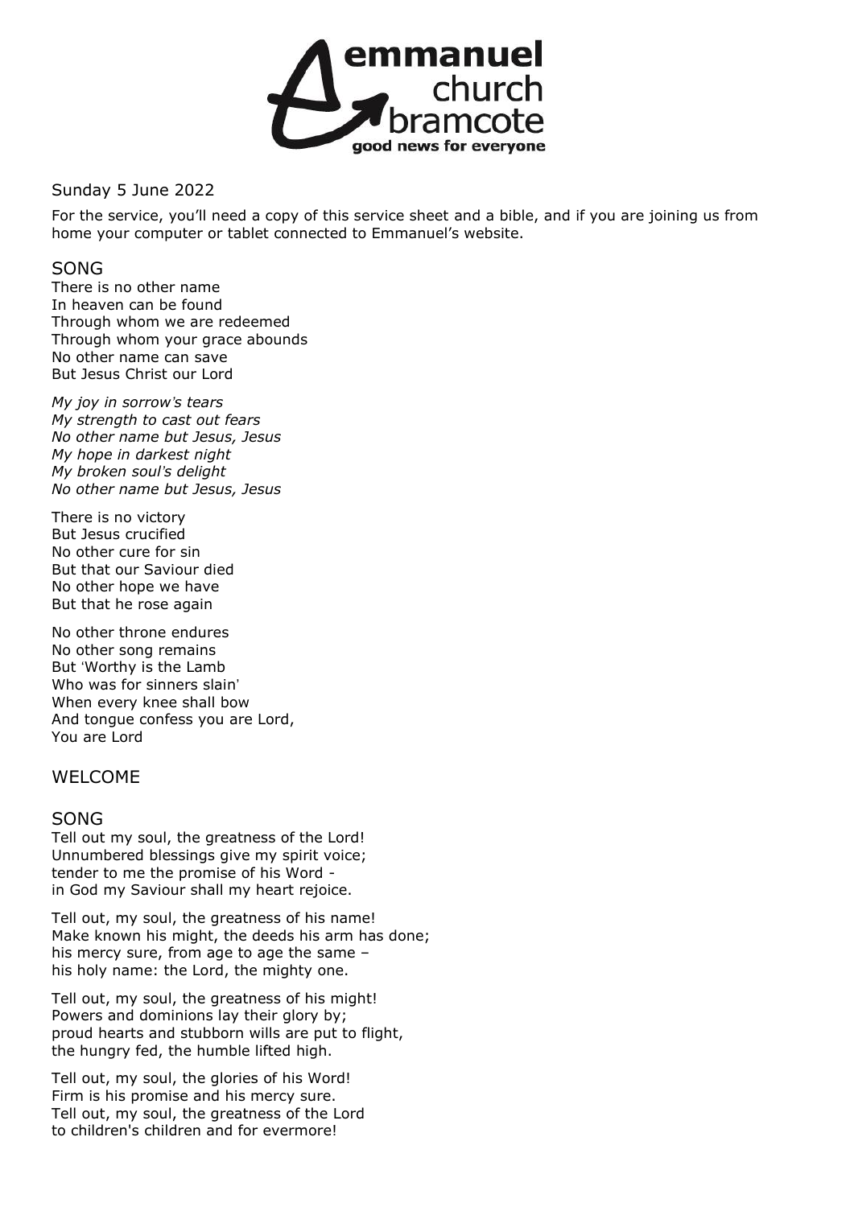emmanuel church bramcote
good news for everyone

Sunday 5 June 2022

For the service, you'll need a copy of this service sheet and a bible, and if you are joining us from home your computer or tablet connected to Emmanuel's website.

## SONG

There is no other name
In heaven can be found
Through whom we are redeemed
Through whom your grace abounds
No other name can save
But Jesus Christ our Lord

*My joy in sorrow's tears*
*My strength to cast out fears*
*No other name but Jesus, Jesus*
*My hope in darkest night*
*My broken soul's delight*
*No other name but Jesus, Jesus*

There is no victory
But Jesus crucified
No other cure for sin
But that our Saviour died
No other hope we have
But that he rose again

No other throne endures
No other song remains
But 'Worthy is the Lamb
Who was for sinners slain'
When every knee shall bow
And tongue confess you are Lord,
You are Lord

## WELCOME

## SONG

Tell out my soul, the greatness of the Lord!
Unnumbered blessings give my spirit voice;
tender to me the promise of his Word -
in God my Saviour shall my heart rejoice.

Tell out, my soul, the greatness of his name!
Make known his might, the deeds his arm has done;
his mercy sure, from age to age the same –
his holy name: the Lord, the mighty one.

Tell out, my soul, the greatness of his might!
Powers and dominions lay their glory by;
proud hearts and stubborn wills are put to flight,
the hungry fed, the humble lifted high.

Tell out, my soul, the glories of his Word!
Firm is his promise and his mercy sure.
Tell out, my soul, the greatness of the Lord
to children's children and for evermore!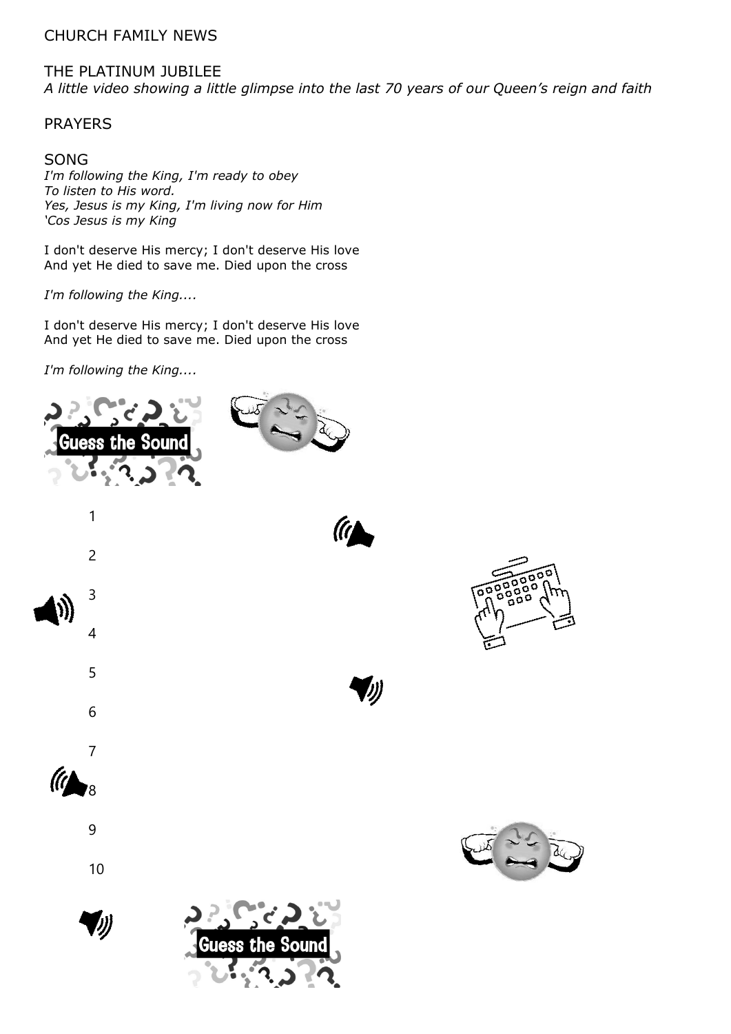## CHURCH FAMILY NEWS

## THE PLATINUM JUBILEE

*A little video showing a little glimpse into the last 70 years of our Queen's reign and faith*

## PRAYERS

## SONG

*I'm following the King, I'm ready to obey*
*To listen to His word.*
*Yes, Jesus is my King, I'm living now for Him*
*'Cos Jesus is my King*

I don't deserve His mercy; I don't deserve His love
And yet He died to save me. Died upon the cross

*I'm following the King....*

I don't deserve His mercy; I don't deserve His love
And yet He died to save me. Died upon the cross

*I'm following the King....*

Guess the Sound

1

2

3

4

5

6

7

8

9

10

Guess the Sound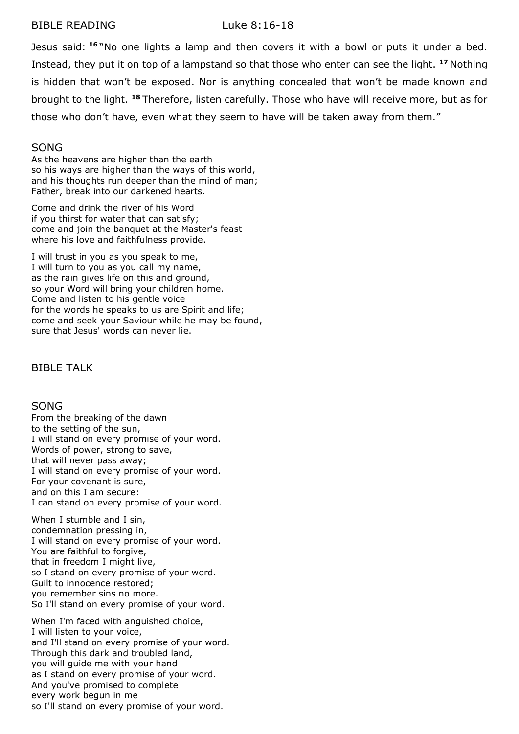## BIBLE READING Luke 8:16-18

Jesus said: [16] "No one lights a lamp and then covers it with a bowl or puts it under a bed. Instead, they put it on top of a lampstand so that those who enter can see the light. [17] Nothing is hidden that won't be exposed. Nor is anything concealed that won't be made known and brought to the light. [18] Therefore, listen carefully. Those who have will receive more, but as for those who don't have, even what they seem to have will be taken away from them."

## SONG

As the heavens are higher than the earth  
so his ways are higher than the ways of this world,  
and his thoughts run deeper than the mind of man;  
Father, break into our darkened hearts.

Come and drink the river of his Word  
if you thirst for water that can satisfy;  
come and join the banquet at the Master's feast  
where his love and faithfulness provide.

I will trust in you as you speak to me,  
I will turn to you as you call my name,  
as the rain gives life on this arid ground,  
so your Word will bring your children home.  
Come and listen to his gentle voice  
for the words he speaks to us are Spirit and life;  
come and seek your Saviour while he may be found,  
sure that Jesus' words can never lie.

## BIBLE TALK

## SONG

From the breaking of the dawn  
to the setting of the sun,  
I will stand on every promise of your word.  
Words of power, strong to save,  
that will never pass away;  
I will stand on every promise of your word.  
For your covenant is sure,  
and on this I am secure:  
I can stand on every promise of your word.

When I stumble and I sin,  
condemnation pressing in,  
I will stand on every promise of your word.  
You are faithful to forgive,  
that in freedom I might live,  
so I stand on every promise of your word.  
Guilt to innocence restored;  
you remember sins no more.  
So I'll stand on every promise of your word.

When I'm faced with anguished choice,  
I will listen to your voice,  
and I'll stand on every promise of your word.  
Through this dark and troubled land,  
you will guide me with your hand  
as I stand on every promise of your word.  
And you've promised to complete  
every work begun in me  
so I'll stand on every promise of your word.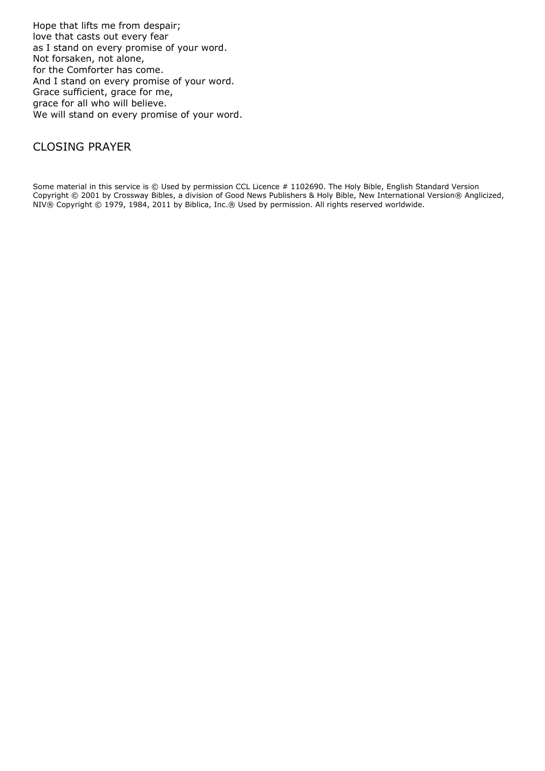Hope that lifts me from despair;
love that casts out every fear
as I stand on every promise of your word.
Not forsaken, not alone,
for the Comforter has come.
And I stand on every promise of your word.
Grace sufficient, grace for me,
grace for all who will believe.
We will stand on every promise of your word.

## CLOSING PRAYER

Some material in this service is © Used by permission CCL Licence # 1102690. The Holy Bible, English Standard Version Copyright © 2001 by Crossway Bibles, a division of Good News Publishers & Holy Bible, New International Version® Anglicized, NIV® Copyright © 1979, 1984, 2011 by Biblica, Inc.® Used by permission. All rights reserved worldwide.